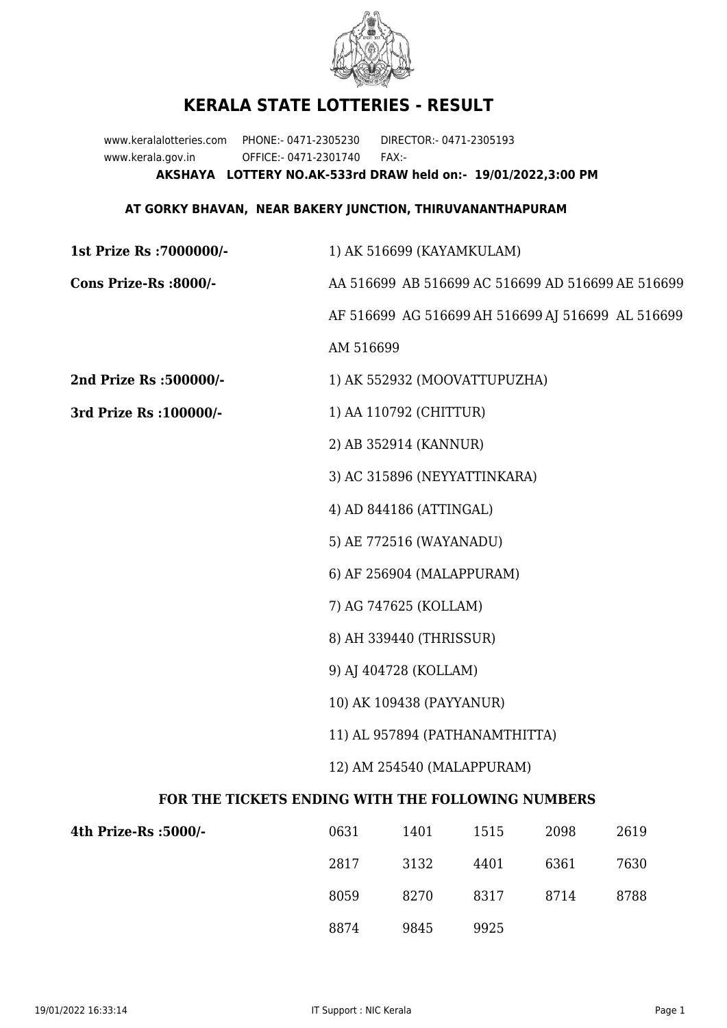# KERALA STATE LOTTERIES - RESULT

www.keralalotteries.com PHONE:- 0471-2305230 DIRECTOR:- 0471-2305193
www.kerala.gov.in OFFICE:- 0471-2301740 FAX:-

**AKSHAYA LOTTERY NO.AK-533rd DRAW held on:- 19/01/2022,3:00 PM**

**AT GORKY BHAVAN, NEAR BAKERY JUNCTION, THIRUVANANTHAPURAM**

**1st Prize Rs :7000000/-** 1) AK 516699 (KAYAMKULAM)

**Cons Prize-Rs :8000/-** AA 516699 AB 516699 AC 516699 AD 516699 AE 516699 AF 516699 AG 516699 AH 516699 AJ 516699 AL 516699 AM 516699

**2nd Prize Rs :500000/-** 1) AK 552932 (MOOVATTUPUZHA)

**3rd Prize Rs :100000/-**

1) AA 110792 (CHITTUR)
2) AB 352914 (KANNUR)
3) AC 315896 (NEYYATTINKARA)
4) AD 844186 (ATTINGAL)
5) AE 772516 (WAYANADU)
6) AF 256904 (MALAPPURAM)
7) AG 747625 (KOLLAM)
8) AH 339440 (THRISSUR)
9) AJ 404728 (KOLLAM)
10) AK 109438 (PAYYANUR)
11) AL 957894 (PATHANAMTHITTA)
12) AM 254540 (MALAPPURAM)

## FOR THE TICKETS ENDING WITH THE FOLLOWING NUMBERS

**4th Prize-Rs :5000/-**

| | | | | |
|---|---|---|---|---|
| 0631 | 1401 | 1515 | 2098 | 2619 |
| 2817 | 3132 | 4401 | 6361 | 7630 |
| 8059 | 8270 | 8317 | 8714 | 8788 |
| 8874 | 9845 | 9925 | | |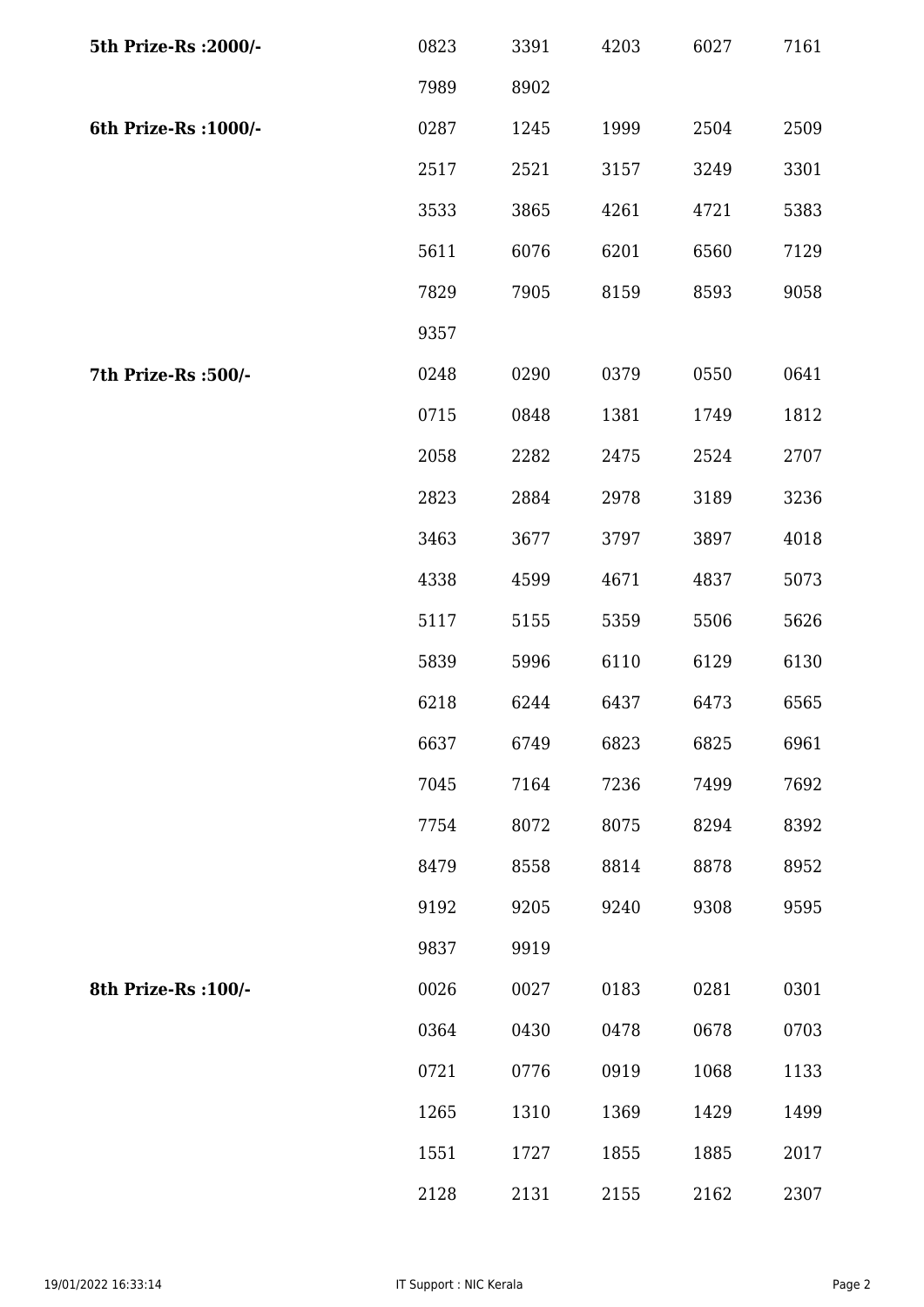| | | | | | |
|---|---|---|---|---|---|
| **5th Prize-Rs :2000/-** | 0823 | 3391 | 4203 | 6027 | 7161 |
| | 7989 | 8902 | | | |
| **6th Prize-Rs :1000/-** | 0287 | 1245 | 1999 | 2504 | 2509 |
| | 2517 | 2521 | 3157 | 3249 | 3301 |
| | 3533 | 3865 | 4261 | 4721 | 5383 |
| | 5611 | 6076 | 6201 | 6560 | 7129 |
| | 7829 | 7905 | 8159 | 8593 | 9058 |
| | 9357 | | | | |
| **7th Prize-Rs :500/-** | 0248 | 0290 | 0379 | 0550 | 0641 |
| | 0715 | 0848 | 1381 | 1749 | 1812 |
| | 2058 | 2282 | 2475 | 2524 | 2707 |
| | 2823 | 2884 | 2978 | 3189 | 3236 |
| | 3463 | 3677 | 3797 | 3897 | 4018 |
| | 4338 | 4599 | 4671 | 4837 | 5073 |
| | 5117 | 5155 | 5359 | 5506 | 5626 |
| | 5839 | 5996 | 6110 | 6129 | 6130 |
| | 6218 | 6244 | 6437 | 6473 | 6565 |
| | 6637 | 6749 | 6823 | 6825 | 6961 |
| | 7045 | 7164 | 7236 | 7499 | 7692 |
| | 7754 | 8072 | 8075 | 8294 | 8392 |
| | 8479 | 8558 | 8814 | 8878 | 8952 |
| | 9192 | 9205 | 9240 | 9308 | 9595 |
| | 9837 | 9919 | | | |
| **8th Prize-Rs :100/-** | 0026 | 0027 | 0183 | 0281 | 0301 |
| | 0364 | 0430 | 0478 | 0678 | 0703 |
| | 0721 | 0776 | 0919 | 1068 | 1133 |
| | 1265 | 1310 | 1369 | 1429 | 1499 |
| | 1551 | 1727 | 1855 | 1885 | 2017 |
| | 2128 | 2131 | 2155 | 2162 | 2307 |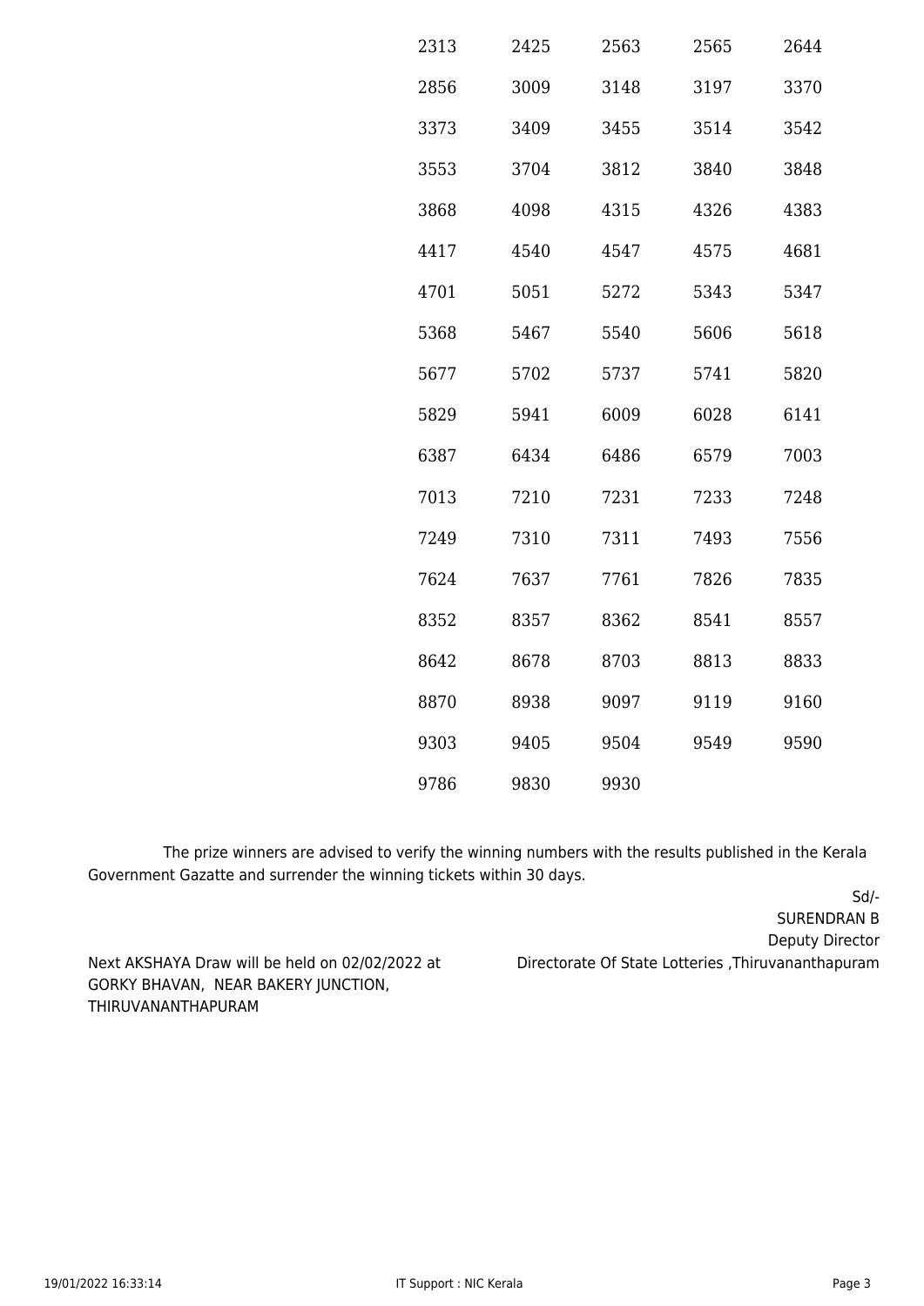| | | | | |
|---|---|---|---|---|
| 2313 | 2425 | 2563 | 2565 | 2644 |
| 2856 | 3009 | 3148 | 3197 | 3370 |
| 3373 | 3409 | 3455 | 3514 | 3542 |
| 3553 | 3704 | 3812 | 3840 | 3848 |
| 3868 | 4098 | 4315 | 4326 | 4383 |
| 4417 | 4540 | 4547 | 4575 | 4681 |
| 4701 | 5051 | 5272 | 5343 | 5347 |
| 5368 | 5467 | 5540 | 5606 | 5618 |
| 5677 | 5702 | 5737 | 5741 | 5820 |
| 5829 | 5941 | 6009 | 6028 | 6141 |
| 6387 | 6434 | 6486 | 6579 | 7003 |
| 7013 | 7210 | 7231 | 7233 | 7248 |
| 7249 | 7310 | 7311 | 7493 | 7556 |
| 7624 | 7637 | 7761 | 7826 | 7835 |
| 8352 | 8357 | 8362 | 8541 | 8557 |
| 8642 | 8678 | 8703 | 8813 | 8833 |
| 8870 | 8938 | 9097 | 9119 | 9160 |
| 9303 | 9405 | 9504 | 9549 | 9590 |
| 9786 | 9830 | 9930 | | |

The prize winners are advised to verify the winning numbers with the results published in the Kerala Government Gazatte and surrender the winning tickets within 30 days.

Sd/-
SURENDRAN B
Deputy Director
Directorate Of State Lotteries ,Thiruvananthapuram

Next AKSHAYA Draw will be held on 02/02/2022 at GORKY BHAVAN, NEAR BAKERY JUNCTION, THIRUVANANTHAPURAM